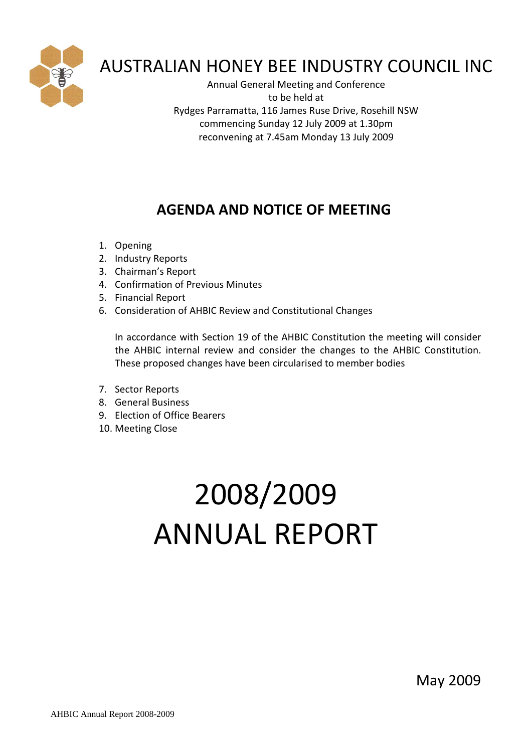# AUSTRALIAN HONEY BEE INDUSTRY COUNCIL INC

Annual General Meeting and Conference
to be held at
Rydges Parramatta, 116 James Ruse Drive, Rosehill NSW
commencing Sunday 12 July 2009 at 1.30pm
reconvening at 7.45am Monday 13 July 2009

## AGENDA AND NOTICE OF MEETING

1. Opening
2. Industry Reports
3. Chairman's Report
4. Confirmation of Previous Minutes
5. Financial Report
6. Consideration of AHBIC Review and Constitutional Changes

   In accordance with Section 19 of the AHBIC Constitution the meeting will consider the AHBIC internal review and consider the changes to the AHBIC Constitution. These proposed changes have been circularised to member bodies

7. Sector Reports
8. General Business
9. Election of Office Bearers
10. Meeting Close

# 2008/2009 ANNUAL REPORT

May 2009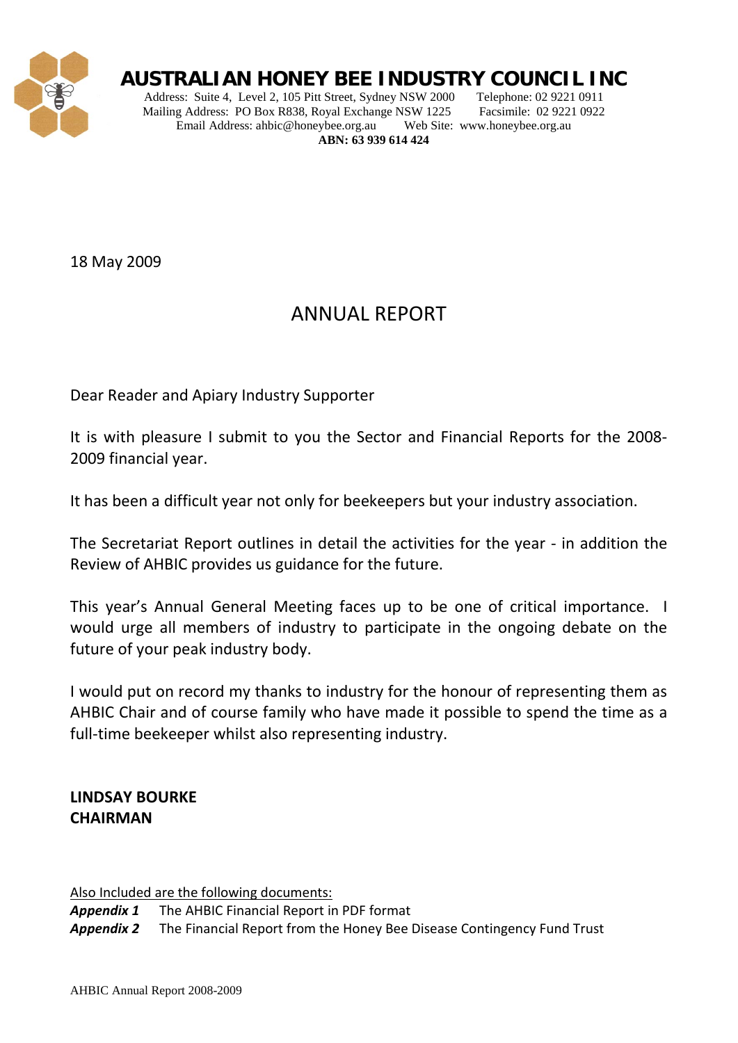# AUSTRALIAN HONEY BEE INDUSTRY COUNCIL INC

Address: Suite 4, Level 2, 105 Pitt Street, Sydney NSW 2000 Telephone: 02 9221 0911
Mailing Address: PO Box R838, Royal Exchange NSW 1225 Facsimile: 02 9221 0922
Email Address: ahbic@honeybee.org.au Web Site: www.honeybee.org.au
**ABN: 63 939 614 424**

18 May 2009

## ANNUAL REPORT

Dear Reader and Apiary Industry Supporter

It is with pleasure I submit to you the Sector and Financial Reports for the 2008-2009 financial year.

It has been a difficult year not only for beekeepers but your industry association.

The Secretariat Report outlines in detail the activities for the year - in addition the Review of AHBIC provides us guidance for the future.

This year's Annual General Meeting faces up to be one of critical importance. I would urge all members of industry to participate in the ongoing debate on the future of your peak industry body.

I would put on record my thanks to industry for the honour of representing them as AHBIC Chair and of course family who have made it possible to spend the time as a full-time beekeeper whilst also representing industry.

**LINDSAY BOURKE**
**CHAIRMAN**

Also Included are the following documents:

***Appendix 1*** The AHBIC Financial Report in PDF format
***Appendix 2*** The Financial Report from the Honey Bee Disease Contingency Fund Trust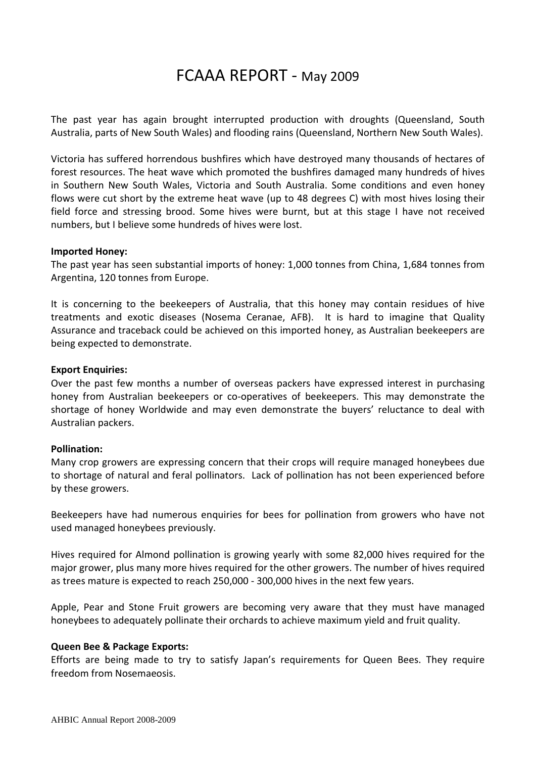# FCAAA REPORT - May 2009

The past year has again brought interrupted production with droughts (Queensland, South Australia, parts of New South Wales) and flooding rains (Queensland, Northern New South Wales).

Victoria has suffered horrendous bushfires which have destroyed many thousands of hectares of forest resources. The heat wave which promoted the bushfires damaged many hundreds of hives in Southern New South Wales, Victoria and South Australia. Some conditions and even honey flows were cut short by the extreme heat wave (up to 48 degrees C) with most hives losing their field force and stressing brood. Some hives were burnt, but at this stage I have not received numbers, but I believe some hundreds of hives were lost.

**Imported Honey:**
The past year has seen substantial imports of honey: 1,000 tonnes from China, 1,684 tonnes from Argentina, 120 tonnes from Europe.

It is concerning to the beekeepers of Australia, that this honey may contain residues of hive treatments and exotic diseases (Nosema Ceranae, AFB). It is hard to imagine that Quality Assurance and traceback could be achieved on this imported honey, as Australian beekeepers are being expected to demonstrate.

**Export Enquiries:**
Over the past few months a number of overseas packers have expressed interest in purchasing honey from Australian beekeepers or co-operatives of beekeepers. This may demonstrate the shortage of honey Worldwide and may even demonstrate the buyers' reluctance to deal with Australian packers.

**Pollination:**
Many crop growers are expressing concern that their crops will require managed honeybees due to shortage of natural and feral pollinators. Lack of pollination has not been experienced before by these growers.

Beekeepers have had numerous enquiries for bees for pollination from growers who have not used managed honeybees previously.

Hives required for Almond pollination is growing yearly with some 82,000 hives required for the major grower, plus many more hives required for the other growers. The number of hives required as trees mature is expected to reach 250,000 - 300,000 hives in the next few years.

Apple, Pear and Stone Fruit growers are becoming very aware that they must have managed honeybees to adequately pollinate their orchards to achieve maximum yield and fruit quality.

**Queen Bee & Package Exports:**
Efforts are being made to try to satisfy Japan's requirements for Queen Bees. They require freedom from Nosemaeosis.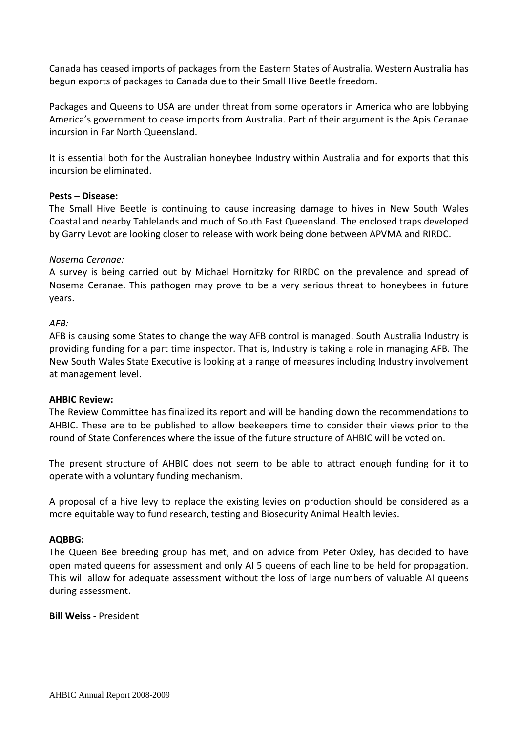Canada has ceased imports of packages from the Eastern States of Australia. Western Australia has begun exports of packages to Canada due to their Small Hive Beetle freedom.

Packages and Queens to USA are under threat from some operators in America who are lobbying America's government to cease imports from Australia. Part of their argument is the Apis Ceranae incursion in Far North Queensland.

It is essential both for the Australian honeybee Industry within Australia and for exports that this incursion be eliminated.

**Pests – Disease:**

The Small Hive Beetle is continuing to cause increasing damage to hives in New South Wales Coastal and nearby Tablelands and much of South East Queensland. The enclosed traps developed by Garry Levot are looking closer to release with work being done between APVMA and RIRDC.

*Nosema Ceranae:*

A survey is being carried out by Michael Hornitzky for RIRDC on the prevalence and spread of Nosema Ceranae. This pathogen may prove to be a very serious threat to honeybees in future years.

*AFB:*

AFB is causing some States to change the way AFB control is managed. South Australia Industry is providing funding for a part time inspector. That is, Industry is taking a role in managing AFB. The New South Wales State Executive is looking at a range of measures including Industry involvement at management level.

**AHBIC Review:**

The Review Committee has finalized its report and will be handing down the recommendations to AHBIC. These are to be published to allow beekeepers time to consider their views prior to the round of State Conferences where the issue of the future structure of AHBIC will be voted on.

The present structure of AHBIC does not seem to be able to attract enough funding for it to operate with a voluntary funding mechanism.

A proposal of a hive levy to replace the existing levies on production should be considered as a more equitable way to fund research, testing and Biosecurity Animal Health levies.

**AQBBG:**

The Queen Bee breeding group has met, and on advice from Peter Oxley, has decided to have open mated queens for assessment and only AI 5 queens of each line to be held for propagation. This will allow for adequate assessment without the loss of large numbers of valuable AI queens during assessment.

**Bill Weiss -** President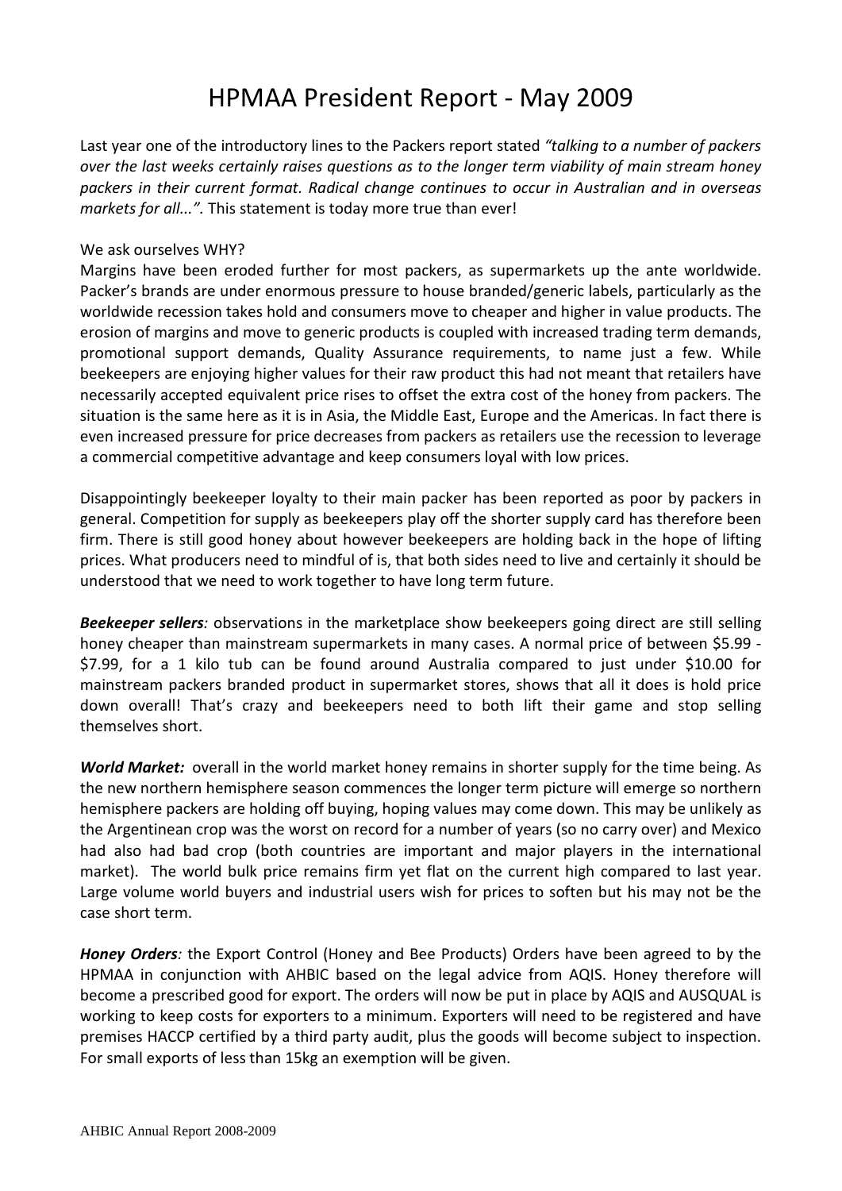# HPMAA President Report - May 2009

Last year one of the introductory lines to the Packers report stated *"talking to a number of packers over the last weeks certainly raises questions as to the longer term viability of main stream honey packers in their current format. Radical change continues to occur in Australian and in overseas markets for all..."*. This statement is today more true than ever!

We ask ourselves WHY?
Margins have been eroded further for most packers, as supermarkets up the ante worldwide. Packer's brands are under enormous pressure to house branded/generic labels, particularly as the worldwide recession takes hold and consumers move to cheaper and higher in value products. The erosion of margins and move to generic products is coupled with increased trading term demands, promotional support demands, Quality Assurance requirements, to name just a few. While beekeepers are enjoying higher values for their raw product this had not meant that retailers have necessarily accepted equivalent price rises to offset the extra cost of the honey from packers. The situation is the same here as it is in Asia, the Middle East, Europe and the Americas. In fact there is even increased pressure for price decreases from packers as retailers use the recession to leverage a commercial competitive advantage and keep consumers loyal with low prices.

Disappointingly beekeeper loyalty to their main packer has been reported as poor by packers in general. Competition for supply as beekeepers play off the shorter supply card has therefore been firm. There is still good honey about however beekeepers are holding back in the hope of lifting prices. What producers need to mindful of is, that both sides need to live and certainly it should be understood that we need to work together to have long term future.

***Beekeeper sellers****:* observations in the marketplace show beekeepers going direct are still selling honey cheaper than mainstream supermarkets in many cases. A normal price of between $5.99 - $7.99, for a 1 kilo tub can be found around Australia compared to just under $10.00 for mainstream packers branded product in supermarket stores, shows that all it does is hold price down overall! That's crazy and beekeepers need to both lift their game and stop selling themselves short.

***World Market:*** overall in the world market honey remains in shorter supply for the time being. As the new northern hemisphere season commences the longer term picture will emerge so northern hemisphere packers are holding off buying, hoping values may come down. This may be unlikely as the Argentinean crop was the worst on record for a number of years (so no carry over) and Mexico had also had bad crop (both countries are important and major players in the international market). The world bulk price remains firm yet flat on the current high compared to last year. Large volume world buyers and industrial users wish for prices to soften but his may not be the case short term.

***Honey Orders****:* the Export Control (Honey and Bee Products) Orders have been agreed to by the HPMAA in conjunction with AHBIC based on the legal advice from AQIS. Honey therefore will become a prescribed good for export. The orders will now be put in place by AQIS and AUSQUAL is working to keep costs for exporters to a minimum. Exporters will need to be registered and have premises HACCP certified by a third party audit, plus the goods will become subject to inspection. For small exports of less than 15kg an exemption will be given.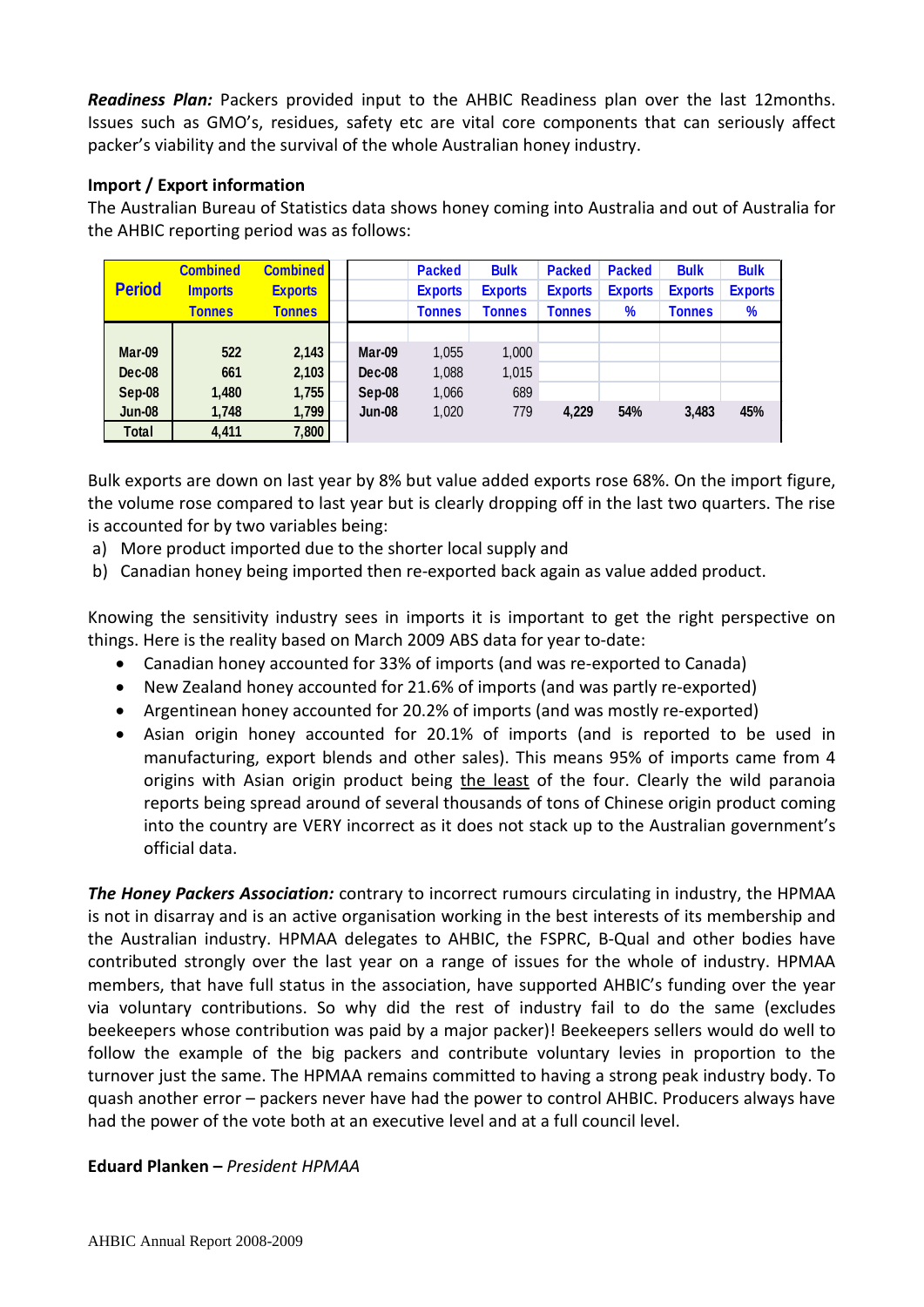***Readiness Plan:*** Packers provided input to the AHBIC Readiness plan over the last 12months. Issues such as GMO's, residues, safety etc are vital core components that can seriously affect packer's viability and the survival of the whole Australian honey industry.

**Import / Export information**

The Australian Bureau of Statistics data shows honey coming into Australia and out of Australia for the AHBIC reporting period was as follows:

| Period | Combined Imports Tonnes | Combined Exports Tonnes |
|---|---|---|
| Mar-09 | 522 | 2,143 |
| Dec-08 | 661 | 2,103 |
| Sep-08 | 1,480 | 1,755 |
| Jun-08 | 1,748 | 1,799 |
| Total | 4,411 | 7,800 |

| | Packed Exports Tonnes | Bulk Exports Tonnes | Packed Exports Tonnes | Packed Exports % | Bulk Exports Tonnes | Bulk Exports % |
|---|---|---|---|---|---|---|
| Mar-09 | 1,055 | 1,000 | | | | |
| Dec-08 | 1,088 | 1,015 | | | | |
| Sep-08 | 1,066 | 689 | | | | |
| Jun-08 | 1,020 | 779 | 4,229 | 54% | 3,483 | 45% |

Bulk exports are down on last year by 8% but value added exports rose 68%. On the import figure, the volume rose compared to last year but is clearly dropping off in the last two quarters. The rise is accounted for by two variables being:

a) More product imported due to the shorter local supply and
b) Canadian honey being imported then re-exported back again as value added product.

Knowing the sensitivity industry sees in imports it is important to get the right perspective on things. Here is the reality based on March 2009 ABS data for year to-date:

- Canadian honey accounted for 33% of imports (and was re-exported to Canada)
- New Zealand honey accounted for 21.6% of imports (and was partly re-exported)
- Argentinean honey accounted for 20.2% of imports (and was mostly re-exported)
- Asian origin honey accounted for 20.1% of imports (and is reported to be used in manufacturing, export blends and other sales). This means 95% of imports came from 4 origins with Asian origin product being the least of the four. Clearly the wild paranoia reports being spread around of several thousands of tons of Chinese origin product coming into the country are VERY incorrect as it does not stack up to the Australian government's official data.

***The Honey Packers Association:*** contrary to incorrect rumours circulating in industry, the HPMAA is not in disarray and is an active organisation working in the best interests of its membership and the Australian industry. HPMAA delegates to AHBIC, the FSPRC, B-Qual and other bodies have contributed strongly over the last year on a range of issues for the whole of industry. HPMAA members, that have full status in the association, have supported AHBIC's funding over the year via voluntary contributions. So why did the rest of industry fail to do the same (excludes beekeepers whose contribution was paid by a major packer)! Beekeepers sellers would do well to follow the example of the big packers and contribute voluntary levies in proportion to the turnover just the same. The HPMAA remains committed to having a strong peak industry body. To quash another error – packers never have had the power to control AHBIC. Producers always have had the power of the vote both at an executive level and at a full council level.

**Eduard Planken** – *President HPMAA*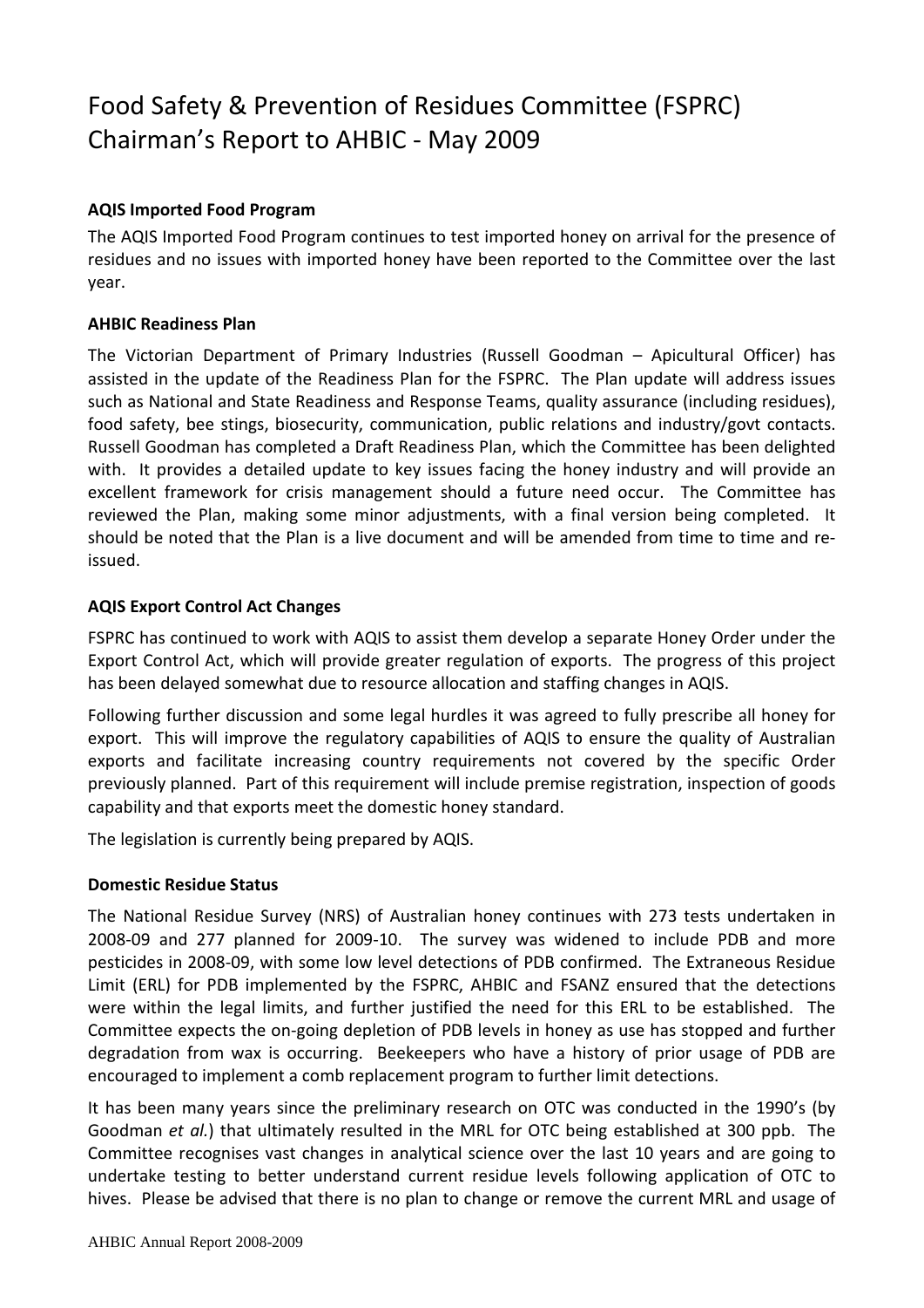# Food Safety & Prevention of Residues Committee (FSPRC) Chairman's Report to AHBIC - May 2009

**AQIS Imported Food Program**

The AQIS Imported Food Program continues to test imported honey on arrival for the presence of residues and no issues with imported honey have been reported to the Committee over the last year.

**AHBIC Readiness Plan**

The Victorian Department of Primary Industries (Russell Goodman – Apicultural Officer) has assisted in the update of the Readiness Plan for the FSPRC. The Plan update will address issues such as National and State Readiness and Response Teams, quality assurance (including residues), food safety, bee stings, biosecurity, communication, public relations and industry/govt contacts. Russell Goodman has completed a Draft Readiness Plan, which the Committee has been delighted with. It provides a detailed update to key issues facing the honey industry and will provide an excellent framework for crisis management should a future need occur. The Committee has reviewed the Plan, making some minor adjustments, with a final version being completed. It should be noted that the Plan is a live document and will be amended from time to time and re-issued.

**AQIS Export Control Act Changes**

FSPRC has continued to work with AQIS to assist them develop a separate Honey Order under the Export Control Act, which will provide greater regulation of exports. The progress of this project has been delayed somewhat due to resource allocation and staffing changes in AQIS.

Following further discussion and some legal hurdles it was agreed to fully prescribe all honey for export. This will improve the regulatory capabilities of AQIS to ensure the quality of Australian exports and facilitate increasing country requirements not covered by the specific Order previously planned. Part of this requirement will include premise registration, inspection of goods capability and that exports meet the domestic honey standard.

The legislation is currently being prepared by AQIS.

**Domestic Residue Status**

The National Residue Survey (NRS) of Australian honey continues with 273 tests undertaken in 2008-09 and 277 planned for 2009-10. The survey was widened to include PDB and more pesticides in 2008-09, with some low level detections of PDB confirmed. The Extraneous Residue Limit (ERL) for PDB implemented by the FSPRC, AHBIC and FSANZ ensured that the detections were within the legal limits, and further justified the need for this ERL to be established. The Committee expects the on-going depletion of PDB levels in honey as use has stopped and further degradation from wax is occurring. Beekeepers who have a history of prior usage of PDB are encouraged to implement a comb replacement program to further limit detections.

It has been many years since the preliminary research on OTC was conducted in the 1990's (by Goodman *et al.*) that ultimately resulted in the MRL for OTC being established at 300 ppb. The Committee recognises vast changes in analytical science over the last 10 years and are going to undertake testing to better understand current residue levels following application of OTC to hives. Please be advised that there is no plan to change or remove the current MRL and usage of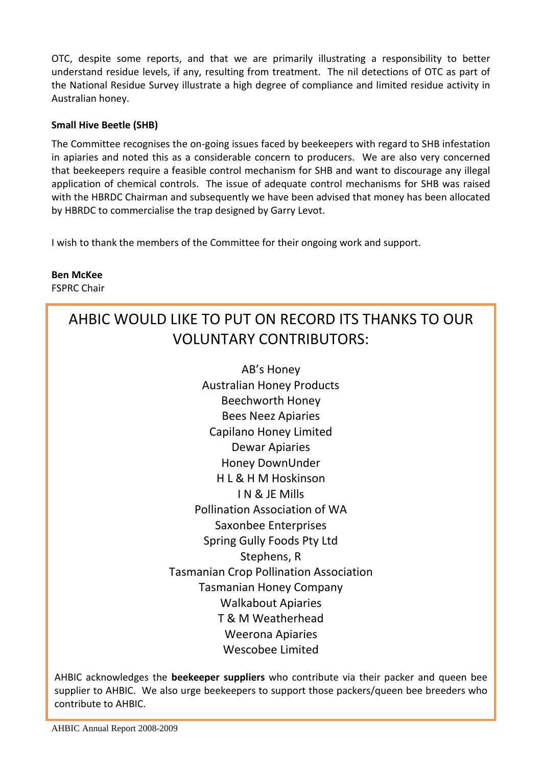OTC, despite some reports, and that we are primarily illustrating a responsibility to better understand residue levels, if any, resulting from treatment. The nil detections of OTC as part of the National Residue Survey illustrate a high degree of compliance and limited residue activity in Australian honey.

**Small Hive Beetle (SHB)**

The Committee recognises the on-going issues faced by beekeepers with regard to SHB infestation in apiaries and noted this as a considerable concern to producers. We are also very concerned that beekeepers require a feasible control mechanism for SHB and want to discourage any illegal application of chemical controls. The issue of adequate control mechanisms for SHB was raised with the HBRDC Chairman and subsequently we have been advised that money has been allocated by HBRDC to commercialise the trap designed by Garry Levot.

I wish to thank the members of the Committee for their ongoing work and support.

**Ben McKee**
FSPRC Chair

## AHBIC WOULD LIKE TO PUT ON RECORD ITS THANKS TO OUR VOLUNTARY CONTRIBUTORS:

AB's Honey
Australian Honey Products
Beechworth Honey
Bees Neez Apiaries
Capilano Honey Limited
Dewar Apiaries
Honey DownUnder
H L & H M Hoskinson
I N & JE Mills
Pollination Association of WA
Saxonbee Enterprises
Spring Gully Foods Pty Ltd
Stephens, R
Tasmanian Crop Pollination Association
Tasmanian Honey Company
Walkabout Apiaries
T & M Weatherhead
Weerona Apiaries
Wescobee Limited

AHBIC acknowledges the **beekeeper suppliers** who contribute via their packer and queen bee supplier to AHBIC. We also urge beekeepers to support those packers/queen bee breeders who contribute to AHBIC.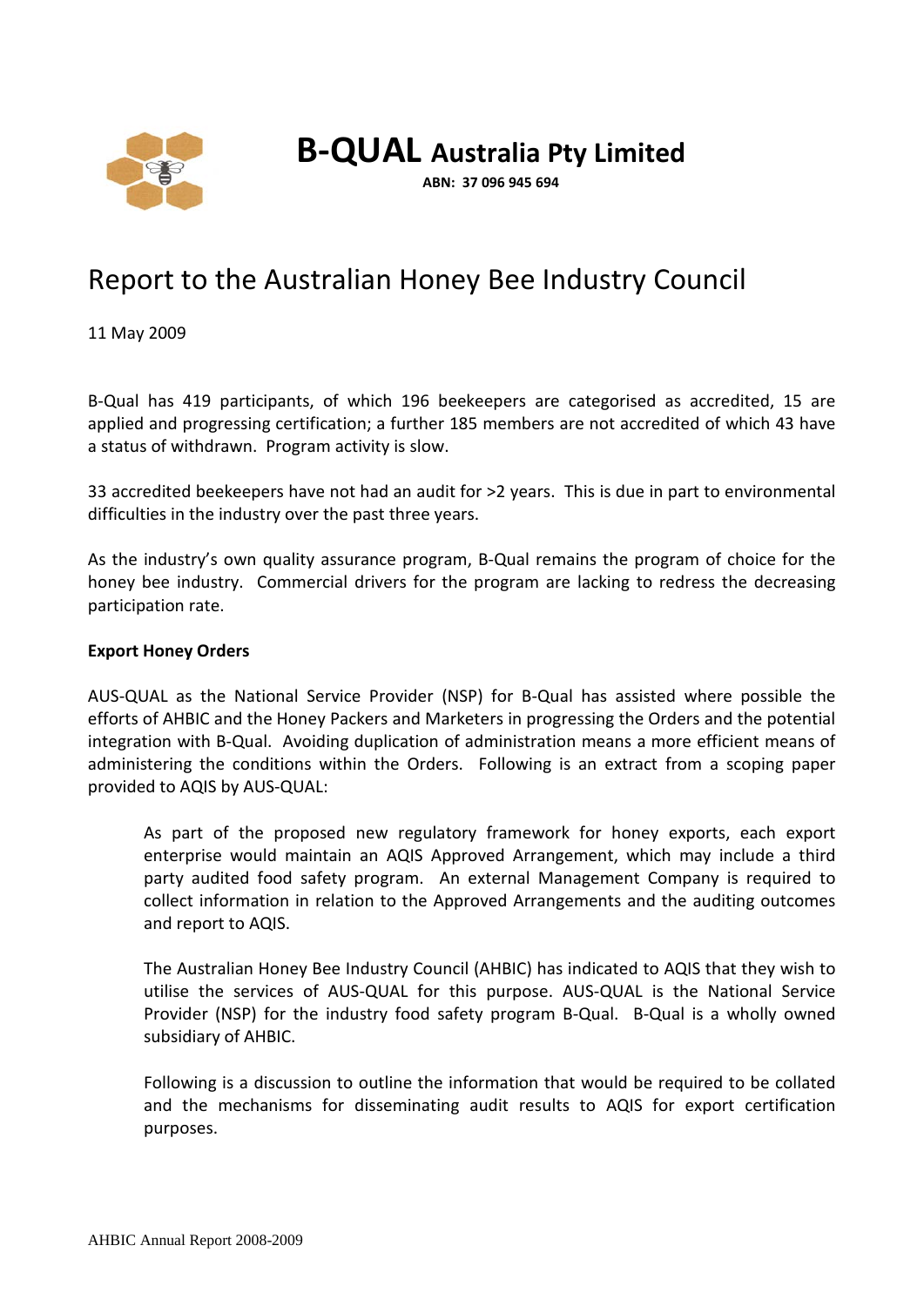# B-QUAL Australia Pty Limited

**ABN: 37 096 945 694**

## Report to the Australian Honey Bee Industry Council

11 May 2009

B-Qual has 419 participants, of which 196 beekeepers are categorised as accredited, 15 are applied and progressing certification; a further 185 members are not accredited of which 43 have a status of withdrawn. Program activity is slow.

33 accredited beekeepers have not had an audit for >2 years. This is due in part to environmental difficulties in the industry over the past three years.

As the industry's own quality assurance program, B-Qual remains the program of choice for the honey bee industry. Commercial drivers for the program are lacking to redress the decreasing participation rate.

**Export Honey Orders**

AUS-QUAL as the National Service Provider (NSP) for B-Qual has assisted where possible the efforts of AHBIC and the Honey Packers and Marketers in progressing the Orders and the potential integration with B-Qual. Avoiding duplication of administration means a more efficient means of administering the conditions within the Orders. Following is an extract from a scoping paper provided to AQIS by AUS-QUAL:

> As part of the proposed new regulatory framework for honey exports, each export enterprise would maintain an AQIS Approved Arrangement, which may include a third party audited food safety program. An external Management Company is required to collect information in relation to the Approved Arrangements and the auditing outcomes and report to AQIS.
>
> The Australian Honey Bee Industry Council (AHBIC) has indicated to AQIS that they wish to utilise the services of AUS-QUAL for this purpose. AUS-QUAL is the National Service Provider (NSP) for the industry food safety program B-Qual. B-Qual is a wholly owned subsidiary of AHBIC.
>
> Following is a discussion to outline the information that would be required to be collated and the mechanisms for disseminating audit results to AQIS for export certification purposes.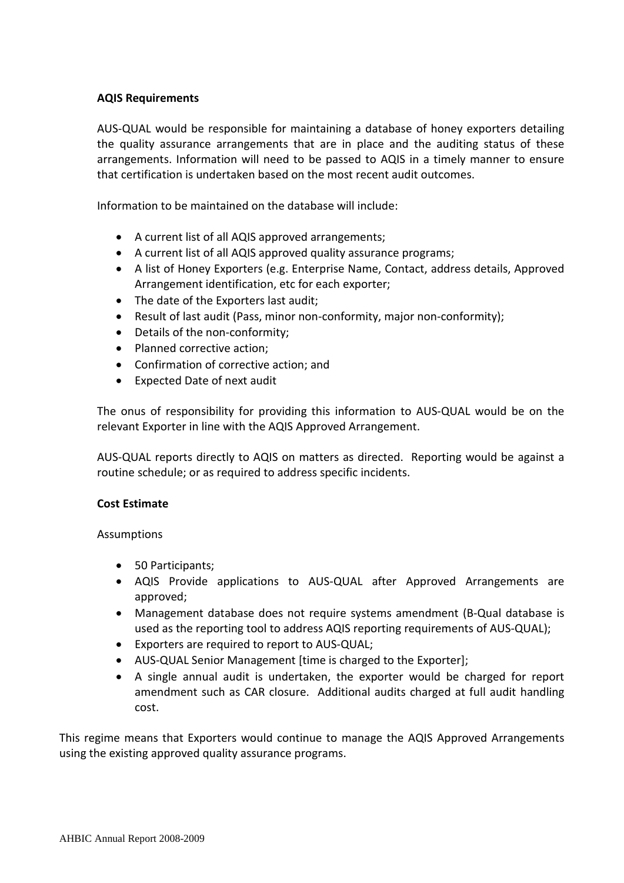**AQIS Requirements**

AUS-QUAL would be responsible for maintaining a database of honey exporters detailing the quality assurance arrangements that are in place and the auditing status of these arrangements. Information will need to be passed to AQIS in a timely manner to ensure that certification is undertaken based on the most recent audit outcomes.

Information to be maintained on the database will include:

- A current list of all AQIS approved arrangements;
- A current list of all AQIS approved quality assurance programs;
- A list of Honey Exporters (e.g. Enterprise Name, Contact, address details, Approved Arrangement identification, etc for each exporter;
- The date of the Exporters last audit;
- Result of last audit (Pass, minor non-conformity, major non-conformity);
- Details of the non-conformity;
- Planned corrective action;
- Confirmation of corrective action; and
- Expected Date of next audit

The onus of responsibility for providing this information to AUS-QUAL would be on the relevant Exporter in line with the AQIS Approved Arrangement.

AUS-QUAL reports directly to AQIS on matters as directed. Reporting would be against a routine schedule; or as required to address specific incidents.

**Cost Estimate**

Assumptions

- 50 Participants;
- AQIS Provide applications to AUS-QUAL after Approved Arrangements are approved;
- Management database does not require systems amendment (B-Qual database is used as the reporting tool to address AQIS reporting requirements of AUS-QUAL);
- Exporters are required to report to AUS-QUAL;
- AUS-QUAL Senior Management [time is charged to the Exporter];
- A single annual audit is undertaken, the exporter would be charged for report amendment such as CAR closure. Additional audits charged at full audit handling cost.

This regime means that Exporters would continue to manage the AQIS Approved Arrangements using the existing approved quality assurance programs.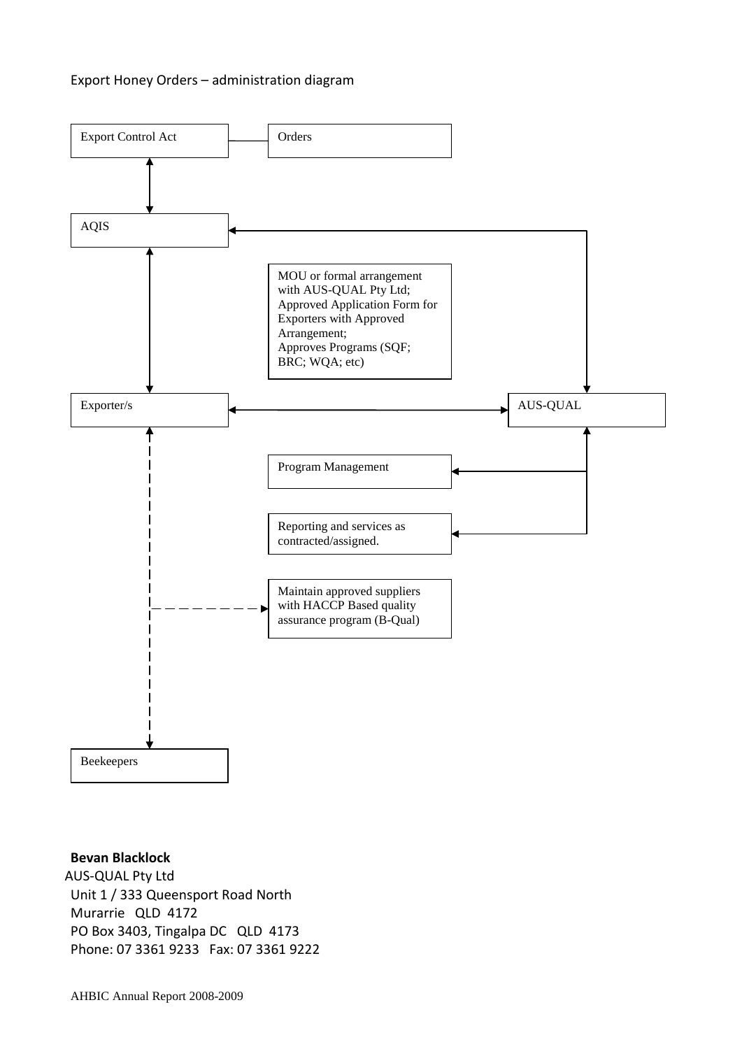Export Honey Orders – administration diagram

Export Control Act

Orders

AQIS

MOU or formal arrangement with AUS-QUAL Pty Ltd;
Approved Application Form for Exporters with Approved Arrangement;
Approves Programs (SQF; BRC; WQA; etc)

Exporter/s

AUS-QUAL

Program Management

Reporting and services as contracted/assigned.

Maintain approved suppliers with HACCP Based quality assurance program (B-Qual)

Beekeepers

**Bevan Blacklock**
AUS-QUAL Pty Ltd
Unit 1 / 333 Queensport Road North
Murarrie QLD 4172
PO Box 3403, Tingalpa DC QLD 4173
Phone: 07 3361 9233 Fax: 07 3361 9222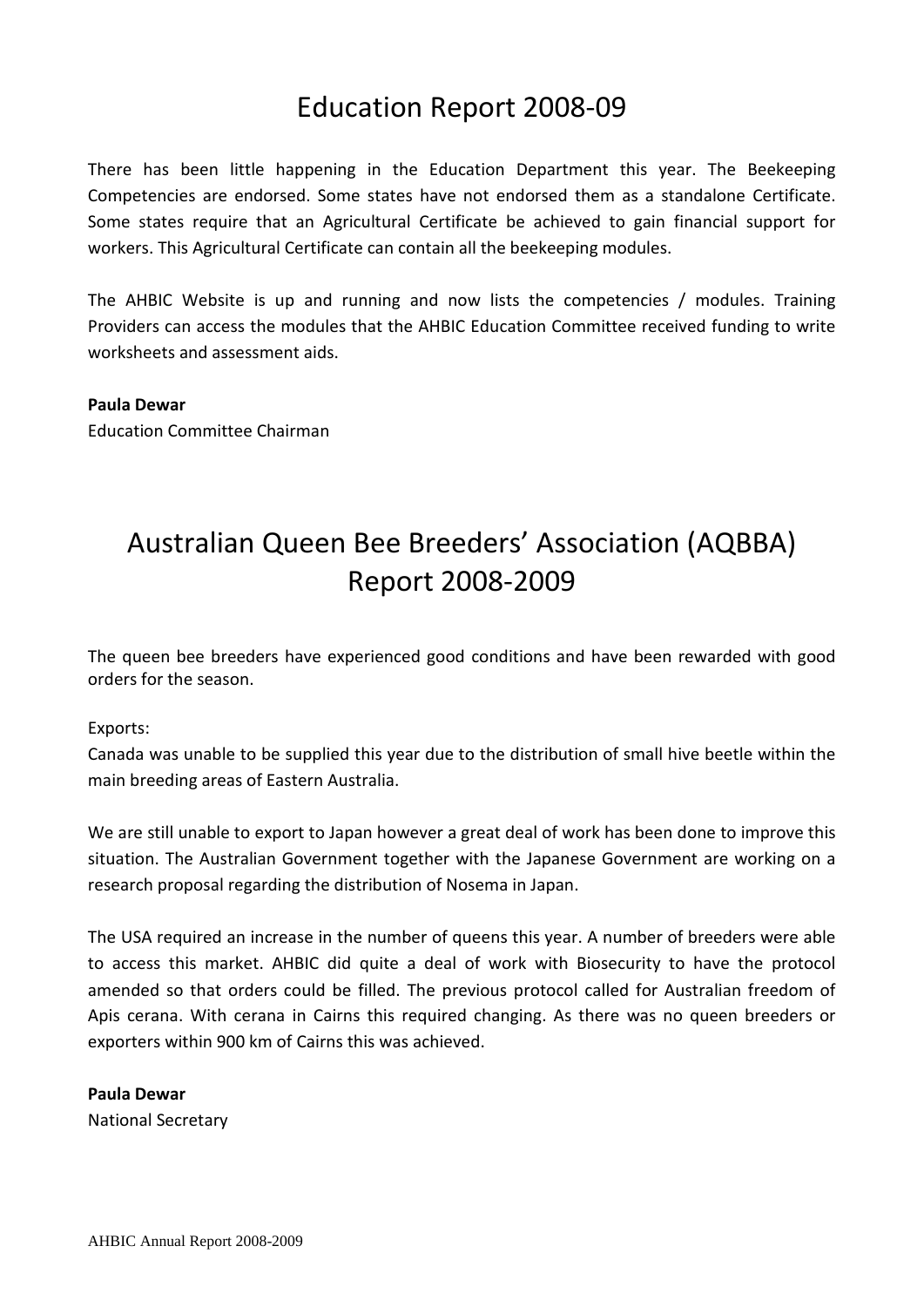# Education Report 2008-09

There has been little happening in the Education Department this year. The Beekeeping Competencies are endorsed. Some states have not endorsed them as a standalone Certificate. Some states require that an Agricultural Certificate be achieved to gain financial support for workers. This Agricultural Certificate can contain all the beekeeping modules.

The AHBIC Website is up and running and now lists the competencies / modules. Training Providers can access the modules that the AHBIC Education Committee received funding to write worksheets and assessment aids.

**Paula Dewar**
Education Committee Chairman

# Australian Queen Bee Breeders' Association (AQBBA) Report 2008-2009

The queen bee breeders have experienced good conditions and have been rewarded with good orders for the season.

Exports:
Canada was unable to be supplied this year due to the distribution of small hive beetle within the main breeding areas of Eastern Australia.

We are still unable to export to Japan however a great deal of work has been done to improve this situation. The Australian Government together with the Japanese Government are working on a research proposal regarding the distribution of Nosema in Japan.

The USA required an increase in the number of queens this year. A number of breeders were able to access this market. AHBIC did quite a deal of work with Biosecurity to have the protocol amended so that orders could be filled. The previous protocol called for Australian freedom of Apis cerana. With cerana in Cairns this required changing. As there was no queen breeders or exporters within 900 km of Cairns this was achieved.

**Paula Dewar**
National Secretary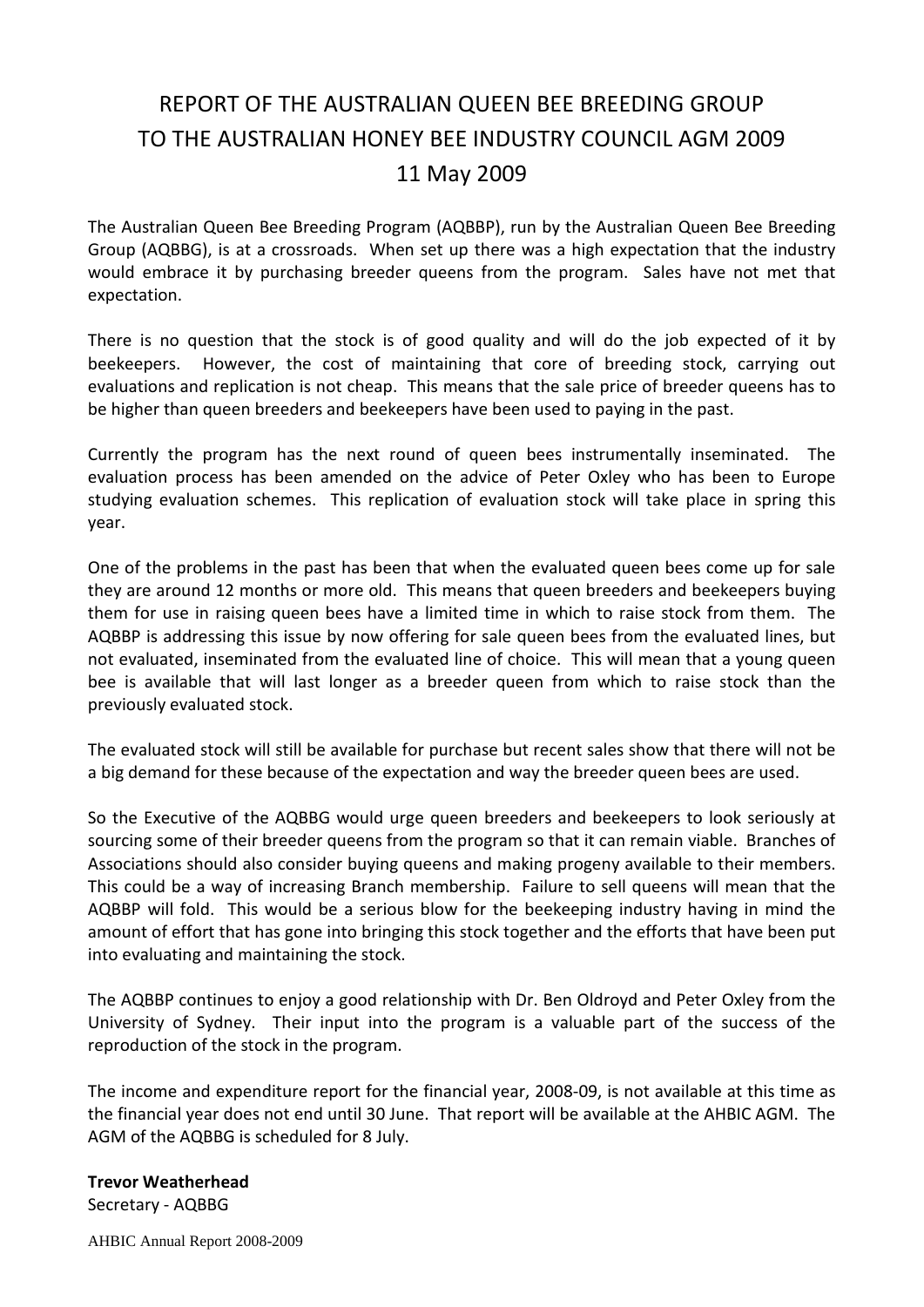# REPORT OF THE AUSTRALIAN QUEEN BEE BREEDING GROUP TO THE AUSTRALIAN HONEY BEE INDUSTRY COUNCIL AGM 2009 11 May 2009

The Australian Queen Bee Breeding Program (AQBBP), run by the Australian Queen Bee Breeding Group (AQBBG), is at a crossroads. When set up there was a high expectation that the industry would embrace it by purchasing breeder queens from the program. Sales have not met that expectation.

There is no question that the stock is of good quality and will do the job expected of it by beekeepers. However, the cost of maintaining that core of breeding stock, carrying out evaluations and replication is not cheap. This means that the sale price of breeder queens has to be higher than queen breeders and beekeepers have been used to paying in the past.

Currently the program has the next round of queen bees instrumentally inseminated. The evaluation process has been amended on the advice of Peter Oxley who has been to Europe studying evaluation schemes. This replication of evaluation stock will take place in spring this year.

One of the problems in the past has been that when the evaluated queen bees come up for sale they are around 12 months or more old. This means that queen breeders and beekeepers buying them for use in raising queen bees have a limited time in which to raise stock from them. The AQBBP is addressing this issue by now offering for sale queen bees from the evaluated lines, but not evaluated, inseminated from the evaluated line of choice. This will mean that a young queen bee is available that will last longer as a breeder queen from which to raise stock than the previously evaluated stock.

The evaluated stock will still be available for purchase but recent sales show that there will not be a big demand for these because of the expectation and way the breeder queen bees are used.

So the Executive of the AQBBG would urge queen breeders and beekeepers to look seriously at sourcing some of their breeder queens from the program so that it can remain viable. Branches of Associations should also consider buying queens and making progeny available to their members. This could be a way of increasing Branch membership. Failure to sell queens will mean that the AQBBP will fold. This would be a serious blow for the beekeeping industry having in mind the amount of effort that has gone into bringing this stock together and the efforts that have been put into evaluating and maintaining the stock.

The AQBBP continues to enjoy a good relationship with Dr. Ben Oldroyd and Peter Oxley from the University of Sydney. Their input into the program is a valuable part of the success of the reproduction of the stock in the program.

The income and expenditure report for the financial year, 2008-09, is not available at this time as the financial year does not end until 30 June. That report will be available at the AHBIC AGM. The AGM of the AQBBG is scheduled for 8 July.

**Trevor Weatherhead**
Secretary - AQBBG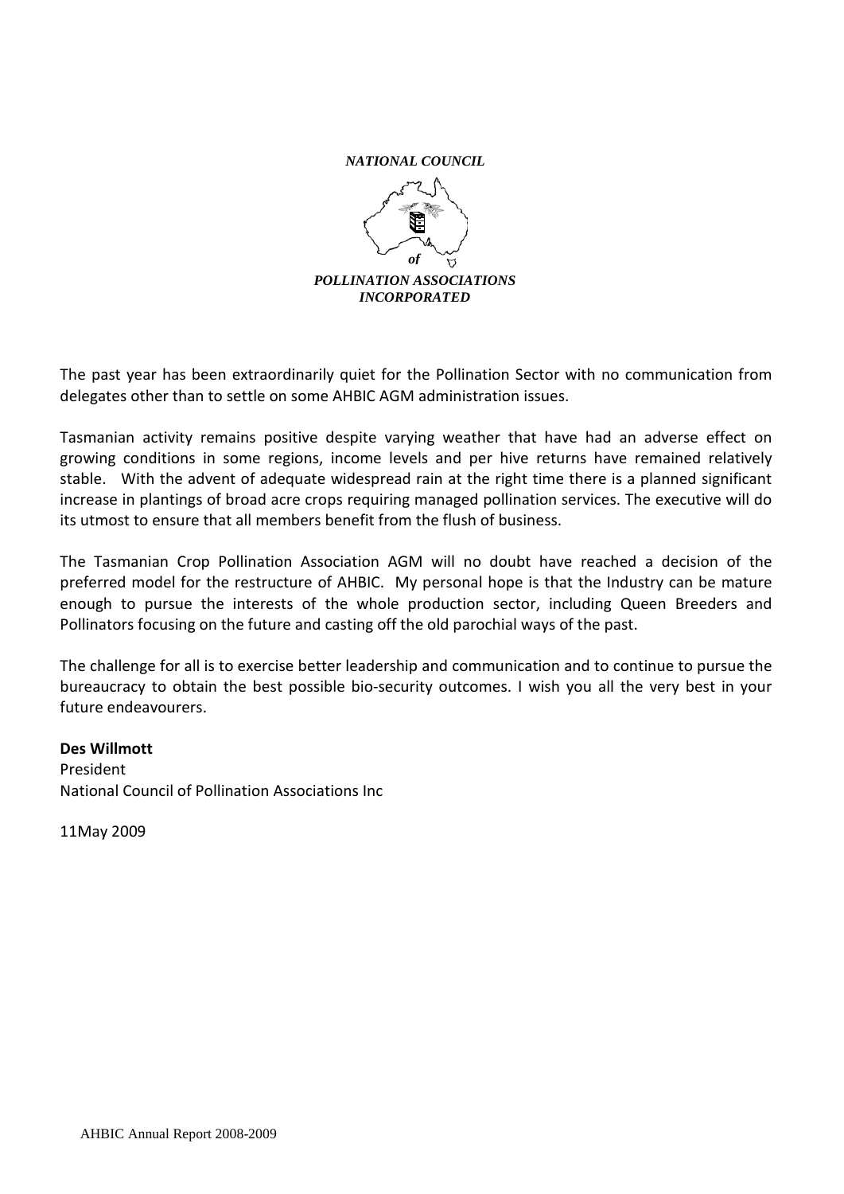*NATIONAL COUNCIL*

*of*

*POLLINATION ASSOCIATIONS INCORPORATED*

The past year has been extraordinarily quiet for the Pollination Sector with no communication from delegates other than to settle on some AHBIC AGM administration issues.

Tasmanian activity remains positive despite varying weather that have had an adverse effect on growing conditions in some regions, income levels and per hive returns have remained relatively stable. With the advent of adequate widespread rain at the right time there is a planned significant increase in plantings of broad acre crops requiring managed pollination services. The executive will do its utmost to ensure that all members benefit from the flush of business.

The Tasmanian Crop Pollination Association AGM will no doubt have reached a decision of the preferred model for the restructure of AHBIC. My personal hope is that the Industry can be mature enough to pursue the interests of the whole production sector, including Queen Breeders and Pollinators focusing on the future and casting off the old parochial ways of the past.

The challenge for all is to exercise better leadership and communication and to continue to pursue the bureaucracy to obtain the best possible bio-security outcomes. I wish you all the very best in your future endeavourers.

**Des Willmott**
President
National Council of Pollination Associations Inc

11May 2009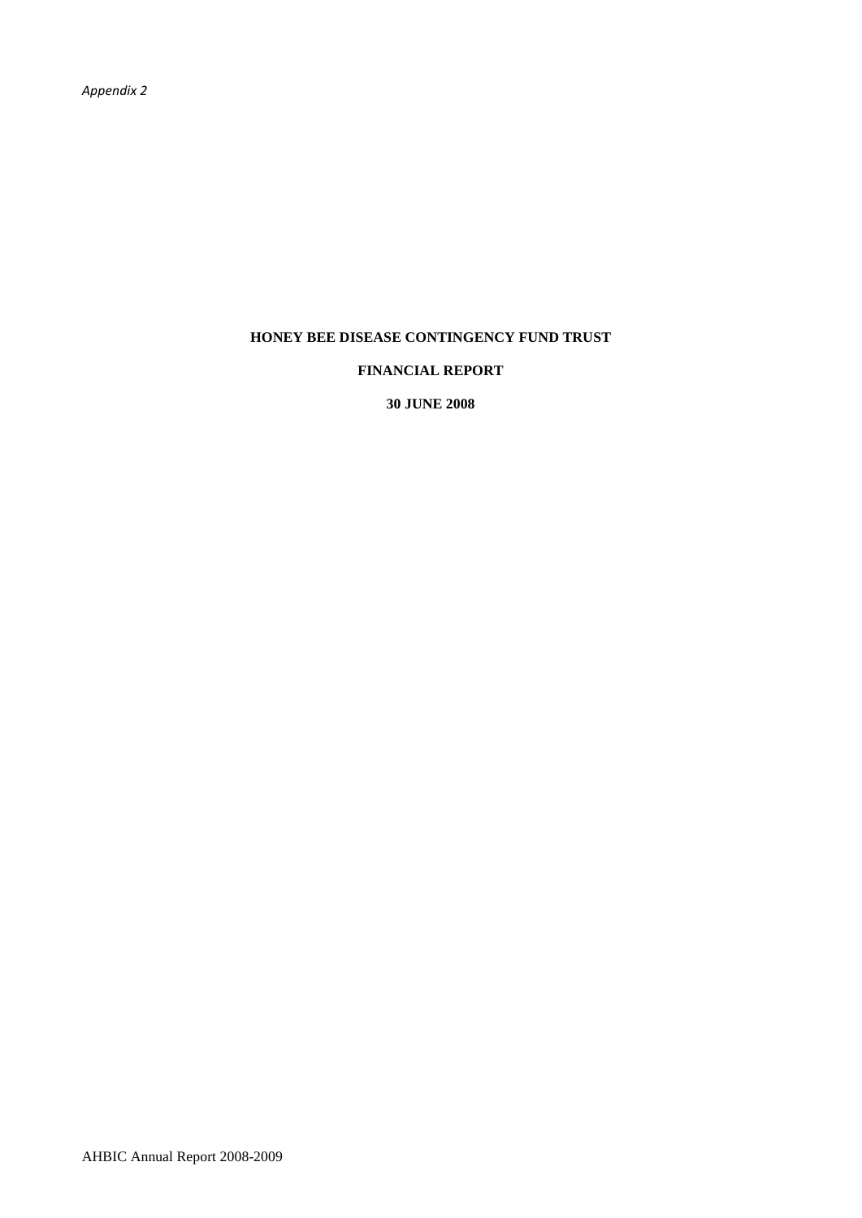*Appendix 2*

# HONEY BEE DISEASE CONTINGENCY FUND TRUST

## FINANCIAL REPORT

## 30 JUNE 2008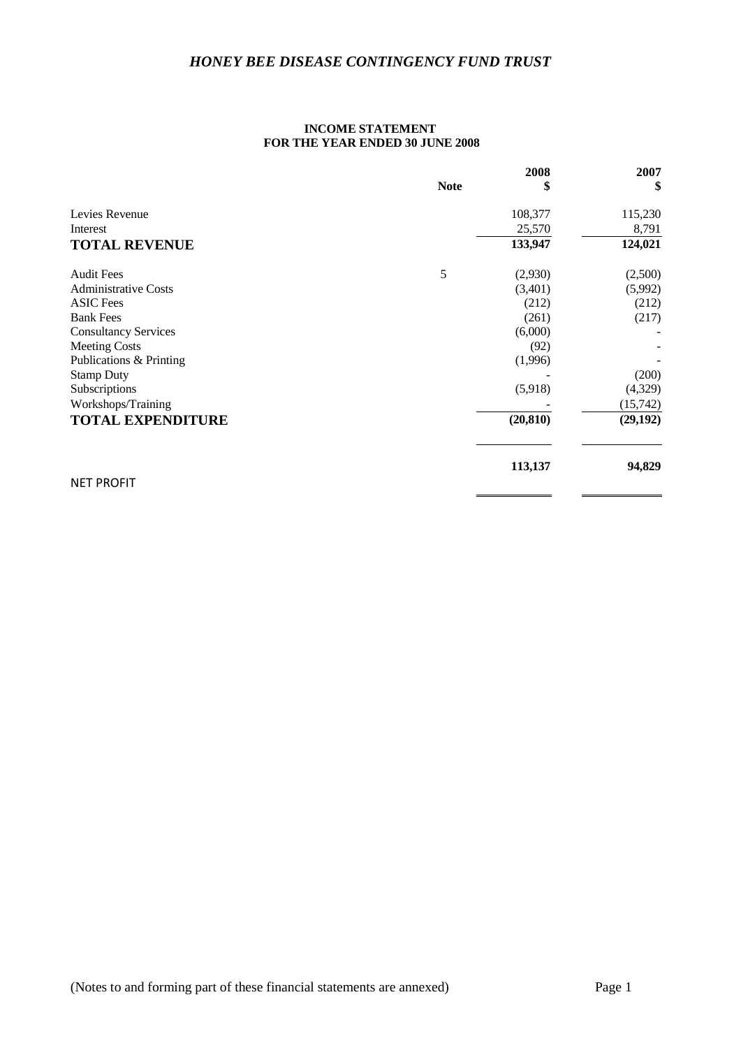# *HONEY BEE DISEASE CONTINGENCY FUND TRUST*

**INCOME STATEMENT**
**FOR THE YEAR ENDED 30 JUNE 2008**

| | Note | 2008 $ | 2007 $ |
|---|---|---|---|
| Levies Revenue | | 108,377 | 115,230 |
| Interest | | 25,570 | 8,791 |
| **TOTAL REVENUE** | | **133,947** | **124,021** |
| Audit Fees | 5 | (2,930) | (2,500) |
| Administrative Costs | | (3,401) | (5,992) |
| ASIC Fees | | (212) | (212) |
| Bank Fees | | (261) | (217) |
| Consultancy Services | | (6,000) | - |
| Meeting Costs | | (92) | - |
| Publications & Printing | | (1,996) | - |
| Stamp Duty | | - | (200) |
| Subscriptions | | (5,918) | (4,329) |
| Workshops/Training | | - | (15,742) |
| **TOTAL EXPENDITURE** | | **(20,810)** | **(29,192)** |
| NET PROFIT | | **113,137** | **94,829** |

(Notes to and forming part of these financial statements are annexed)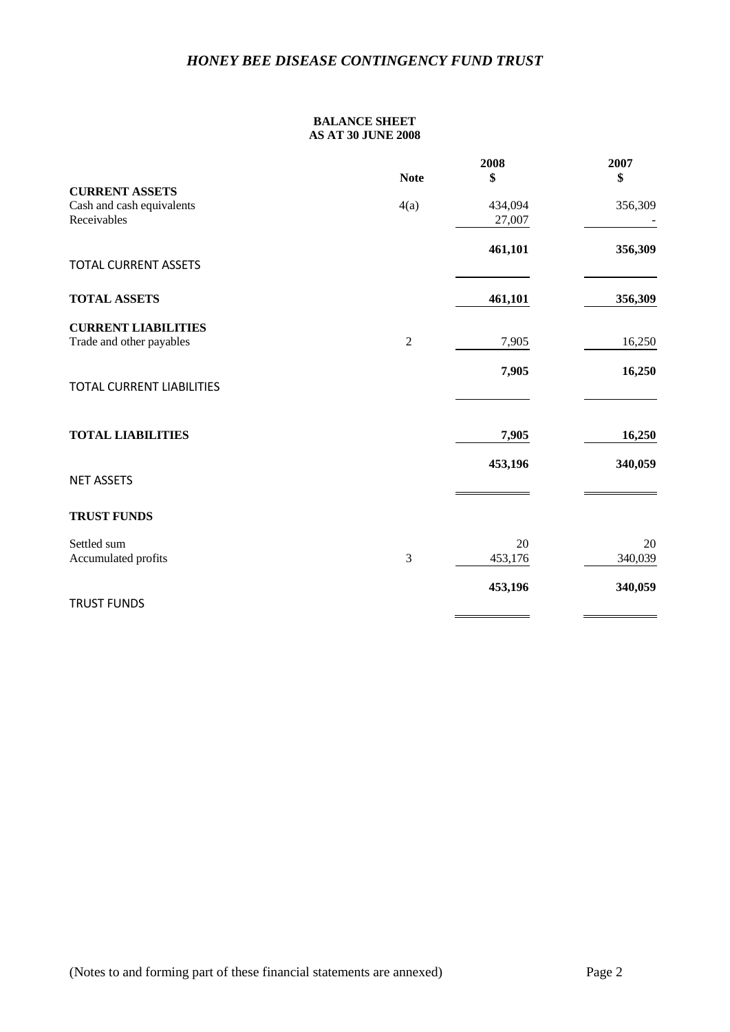# *HONEY BEE DISEASE CONTINGENCY FUND TRUST*

**BALANCE SHEET**
**AS AT 30 JUNE 2008**

| | Note | 2008 $ | 2007 $ |
|---|---|---|---|
| **CURRENT ASSETS** | | | |
| Cash and cash equivalents | 4(a) | 434,094 | 356,309 |
| Receivables | | 27,007 | - |
| TOTAL CURRENT ASSETS | | **461,101** | **356,309** |
| **TOTAL ASSETS** | | **461,101** | **356,309** |
| **CURRENT LIABILITIES** | | | |
| Trade and other payables | 2 | 7,905 | 16,250 |
| TOTAL CURRENT LIABILITIES | | **7,905** | **16,250** |
| **TOTAL LIABILITIES** | | **7,905** | **16,250** |
| NET ASSETS | | **453,196** | **340,059** |
| **TRUST FUNDS** | | | |
| Settled sum | | 20 | 20 |
| Accumulated profits | 3 | 453,176 | 340,039 |
| TRUST FUNDS | | **453,196** | **340,059** |

(Notes to and forming part of these financial statements are annexed)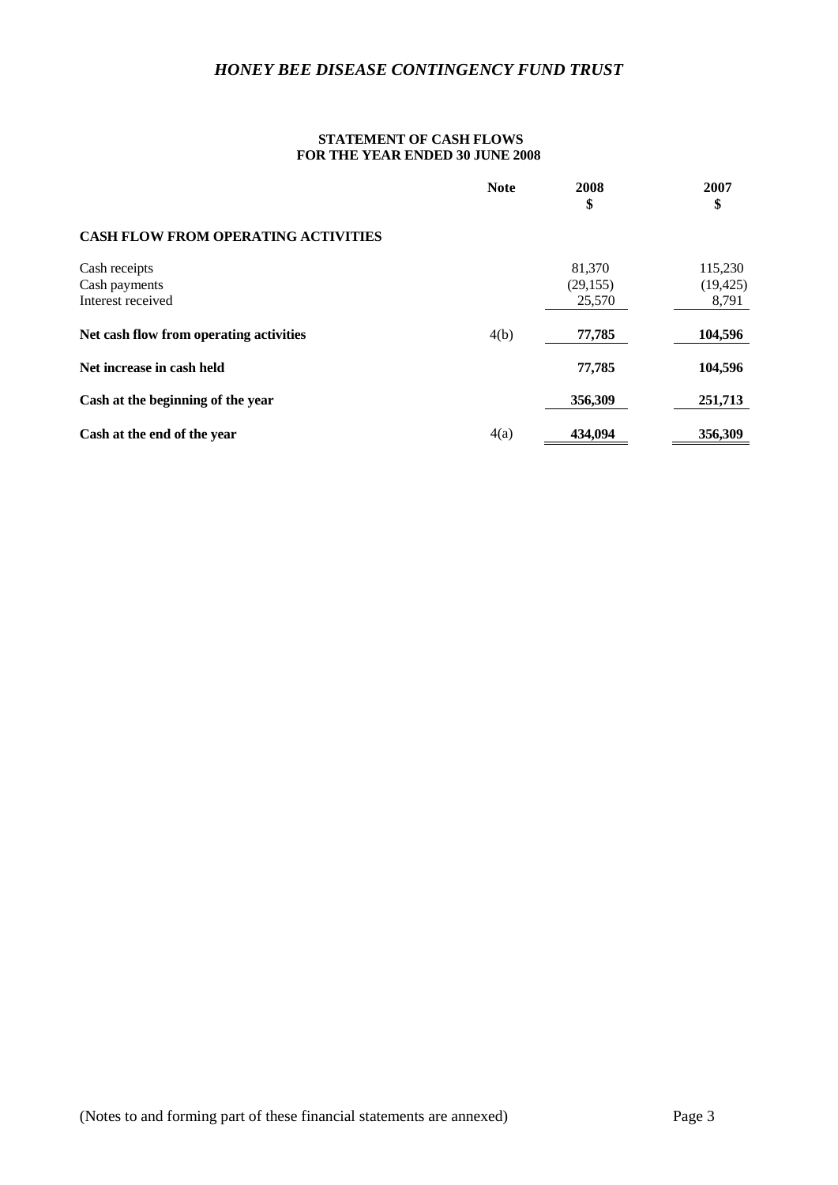# *HONEY BEE DISEASE CONTINGENCY FUND TRUST*

## STATEMENT OF CASH FLOWS
## FOR THE YEAR ENDED 30 JUNE 2008

| | Note | 2008 $ | 2007 $ |
|---|---|---|---|
| **CASH FLOW FROM OPERATING ACTIVITIES** | | | |
| Cash receipts | | 81,370 | 115,230 |
| Cash payments | | (29,155) | (19,425) |
| Interest received | | 25,570 | 8,791 |
| **Net cash flow from operating activities** | 4(b) | **77,785** | **104,596** |
| **Net increase in cash held** | | **77,785** | **104,596** |
| **Cash at the beginning of the year** | | **356,309** | **251,713** |
| **Cash at the end of the year** | 4(a) | **434,094** | **356,309** |

(Notes to and forming part of these financial statements are annexed)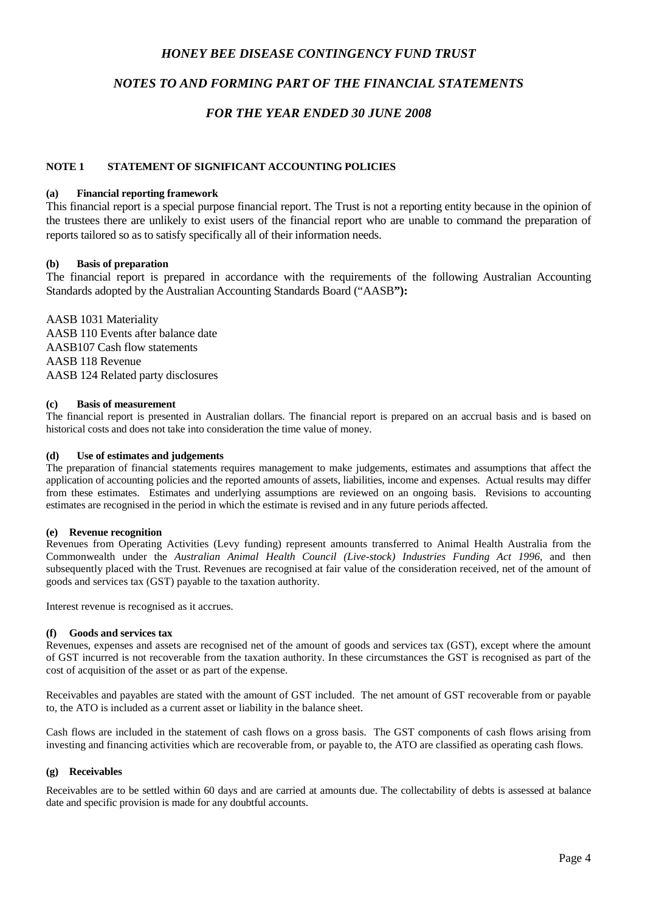# *HONEY BEE DISEASE CONTINGENCY FUND TRUST*

## *NOTES TO AND FORMING PART OF THE FINANCIAL STATEMENTS*

## *FOR THE YEAR ENDED 30 JUNE 2008*

### NOTE 1 STATEMENT OF SIGNIFICANT ACCOUNTING POLICIES

**(a) Financial reporting framework**

This financial report is a special purpose financial report. The Trust is not a reporting entity because in the opinion of the trustees there are unlikely to exist users of the financial report who are unable to command the preparation of reports tailored so as to satisfy specifically all of their information needs.

**(b) Basis of preparation**

The financial report is prepared in accordance with the requirements of the following Australian Accounting Standards adopted by the Australian Accounting Standards Board ("AASB**"):**

AASB 1031 Materiality
AASB 110 Events after balance date
AASB107 Cash flow statements
AASB 118 Revenue
AASB 124 Related party disclosures

**(c) Basis of measurement**

The financial report is presented in Australian dollars. The financial report is prepared on an accrual basis and is based on historical costs and does not take into consideration the time value of money.

**(d) Use of estimates and judgements**

The preparation of financial statements requires management to make judgements, estimates and assumptions that affect the application of accounting policies and the reported amounts of assets, liabilities, income and expenses. Actual results may differ from these estimates. Estimates and underlying assumptions are reviewed on an ongoing basis. Revisions to accounting estimates are recognised in the period in which the estimate is revised and in any future periods affected.

**(e) Revenue recognition**

Revenues from Operating Activities (Levy funding) represent amounts transferred to Animal Health Australia from the Commonwealth under the *Australian Animal Health Council (Live-stock) Industries Funding Act 1996*, and then subsequently placed with the Trust. Revenues are recognised at fair value of the consideration received, net of the amount of goods and services tax (GST) payable to the taxation authority.

Interest revenue is recognised as it accrues.

**(f) Goods and services tax**

Revenues, expenses and assets are recognised net of the amount of goods and services tax (GST), except where the amount of GST incurred is not recoverable from the taxation authority. In these circumstances the GST is recognised as part of the cost of acquisition of the asset or as part of the expense.

Receivables and payables are stated with the amount of GST included. The net amount of GST recoverable from or payable to, the ATO is included as a current asset or liability in the balance sheet.

Cash flows are included in the statement of cash flows on a gross basis. The GST components of cash flows arising from investing and financing activities which are recoverable from, or payable to, the ATO are classified as operating cash flows.

**(g) Receivables**

Receivables are to be settled within 60 days and are carried at amounts due. The collectability of debts is assessed at balance date and specific provision is made for any doubtful accounts.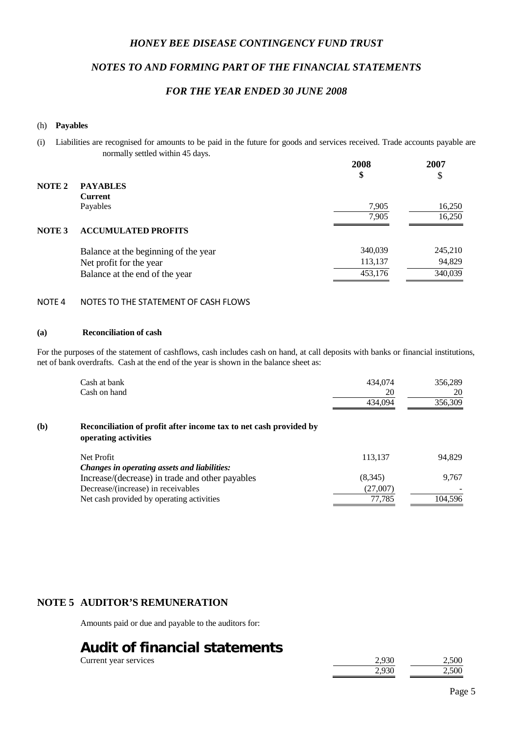(h) **Payables**

(i) Liabilities are recognised for amounts to be paid in the future for goods and services received. Trade accounts payable are normally settled within 45 days.

| | | 2008 | 2007 |
|---|---|---|---|
| | | **$** | $ |
| **NOTE 2** | **PAYABLES** | | |
| | **Current** | | |
| | Payables | 7,905 | 16,250 |
| | | 7,905 | 16,250 |
| **NOTE 3** | **ACCUMULATED PROFITS** | | |
| | Balance at the beginning of the year | 340,039 | 245,210 |
| | Net profit for the year | 113,137 | 94,829 |
| | Balance at the end of the year | 453,176 | 340,039 |

NOTE 4 NOTES TO THE STATEMENT OF CASH FLOWS

**(a) Reconciliation of cash**

For the purposes of the statement of cashflows, cash includes cash on hand, at call deposits with banks or financial institutions, net of bank overdrafts. Cash at the end of the year is shown in the balance sheet as:

| | 2008 | 2007 |
|---|---|---|
| Cash at bank | 434,074 | 356,289 |
| Cash on hand | 20 | 20 |
| | 434,094 | 356,309 |

**(b) Reconciliation of profit after income tax to net cash provided by operating activities**

| | 2008 | 2007 |
|---|---|---|
| Net Profit | 113,137 | 94,829 |
| ***Changes in operating assets and liabilities:*** | | |
| Increase/(decrease) in trade and other payables | (8,345) | 9,767 |
| Decrease/(increase) in receivables | (27,007) | - |
| Net cash provided by operating activities | 77,785 | 104,596 |

## NOTE 5 AUDITOR'S REMUNERATION

Amounts paid or due and payable to the auditors for:

## Audit of financial statements

| | 2008 | 2007 |
|---|---|---|
| Current year services | 2,930 | 2,500 |
| | 2,930 | 2,500 |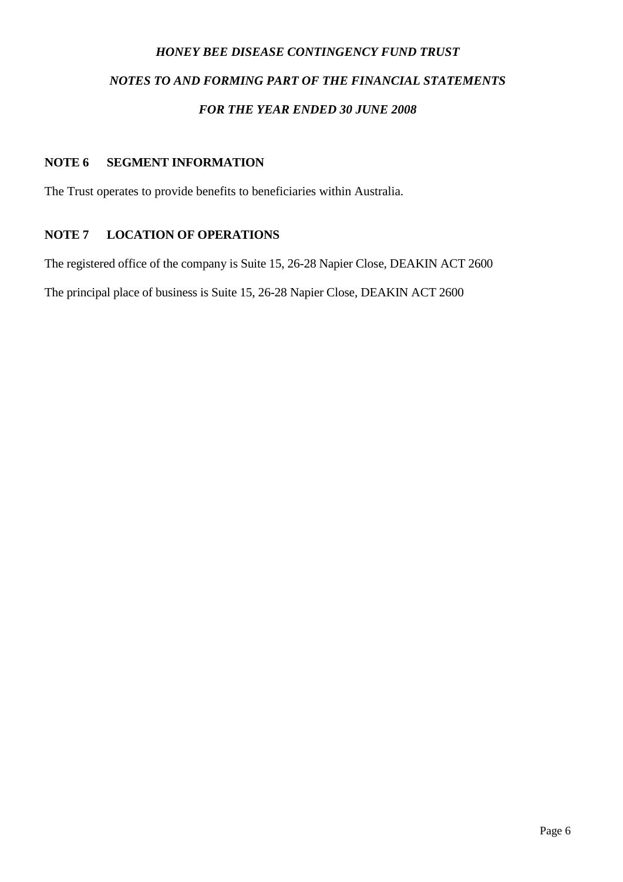*HONEY BEE DISEASE CONTINGENCY FUND TRUST*

*NOTES TO AND FORMING PART OF THE FINANCIAL STATEMENTS*

*FOR THE YEAR ENDED 30 JUNE 2008*

**NOTE 6 SEGMENT INFORMATION**

The Trust operates to provide benefits to beneficiaries within Australia.

**NOTE 7 LOCATION OF OPERATIONS**

The registered office of the company is Suite 15, 26-28 Napier Close, DEAKIN ACT 2600

The principal place of business is Suite 15, 26-28 Napier Close, DEAKIN ACT 2600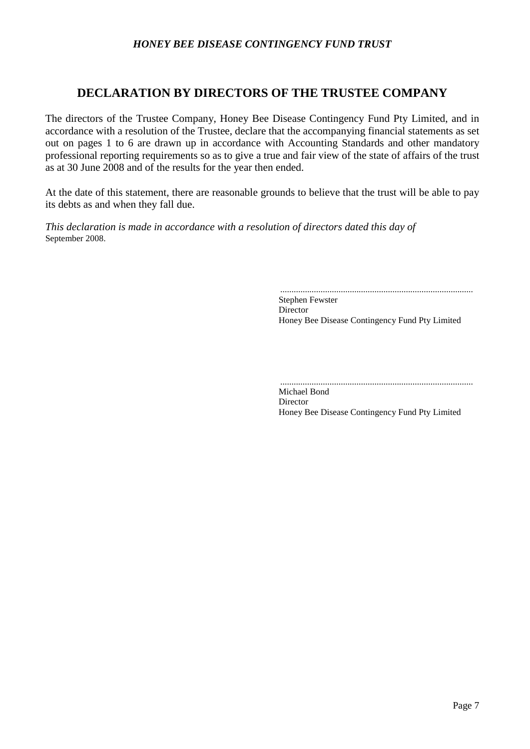# DECLARATION BY DIRECTORS OF THE TRUSTEE COMPANY

The directors of the Trustee Company, Honey Bee Disease Contingency Fund Pty Limited, and in accordance with a resolution of the Trustee, declare that the accompanying financial statements as set out on pages 1 to 6 are drawn up in accordance with Accounting Standards and other mandatory professional reporting requirements so as to give a true and fair view of the state of affairs of the trust as at 30 June 2008 and of the results for the year then ended.

At the date of this statement, there are reasonable grounds to believe that the trust will be able to pay its debts as and when they fall due.

*This declaration is made in accordance with a resolution of directors dated this day of* September 2008.

.....................................................................................
Stephen Fewster
Director
Honey Bee Disease Contingency Fund Pty Limited

.....................................................................................
Michael Bond
Director
Honey Bee Disease Contingency Fund Pty Limited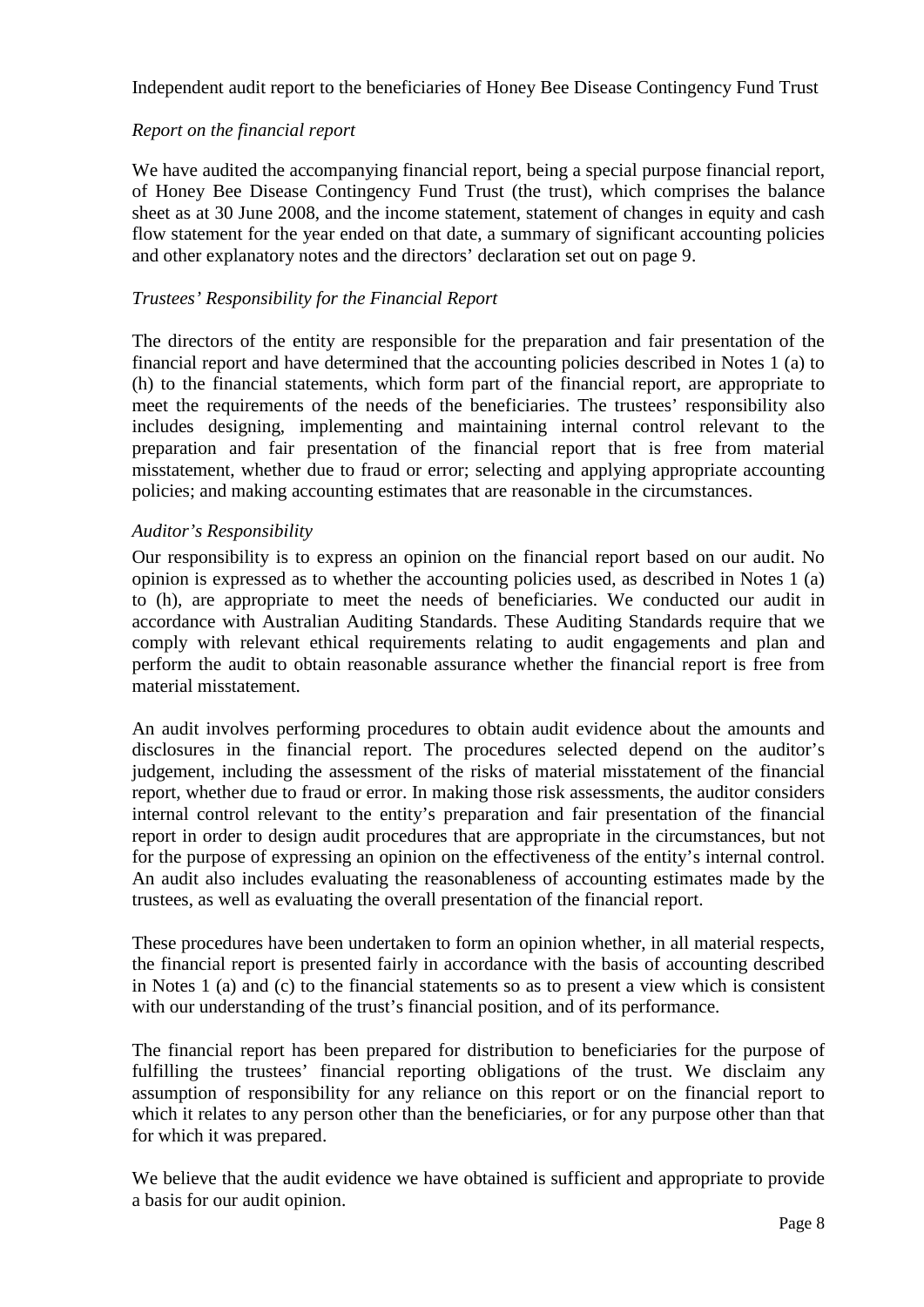Independent audit report to the beneficiaries of Honey Bee Disease Contingency Fund Trust

*Report on the financial report*

We have audited the accompanying financial report, being a special purpose financial report, of Honey Bee Disease Contingency Fund Trust (the trust), which comprises the balance sheet as at 30 June 2008, and the income statement, statement of changes in equity and cash flow statement for the year ended on that date, a summary of significant accounting policies and other explanatory notes and the directors' declaration set out on page 9.

*Trustees' Responsibility for the Financial Report*

The directors of the entity are responsible for the preparation and fair presentation of the financial report and have determined that the accounting policies described in Notes 1 (a) to (h) to the financial statements, which form part of the financial report, are appropriate to meet the requirements of the needs of the beneficiaries. The trustees' responsibility also includes designing, implementing and maintaining internal control relevant to the preparation and fair presentation of the financial report that is free from material misstatement, whether due to fraud or error; selecting and applying appropriate accounting policies; and making accounting estimates that are reasonable in the circumstances.

*Auditor's Responsibility*

Our responsibility is to express an opinion on the financial report based on our audit. No opinion is expressed as to whether the accounting policies used, as described in Notes 1 (a) to (h), are appropriate to meet the needs of beneficiaries. We conducted our audit in accordance with Australian Auditing Standards. These Auditing Standards require that we comply with relevant ethical requirements relating to audit engagements and plan and perform the audit to obtain reasonable assurance whether the financial report is free from material misstatement.

An audit involves performing procedures to obtain audit evidence about the amounts and disclosures in the financial report. The procedures selected depend on the auditor's judgement, including the assessment of the risks of material misstatement of the financial report, whether due to fraud or error. In making those risk assessments, the auditor considers internal control relevant to the entity's preparation and fair presentation of the financial report in order to design audit procedures that are appropriate in the circumstances, but not for the purpose of expressing an opinion on the effectiveness of the entity's internal control. An audit also includes evaluating the reasonableness of accounting estimates made by the trustees, as well as evaluating the overall presentation of the financial report.

These procedures have been undertaken to form an opinion whether, in all material respects, the financial report is presented fairly in accordance with the basis of accounting described in Notes 1 (a) and (c) to the financial statements so as to present a view which is consistent with our understanding of the trust's financial position, and of its performance.

The financial report has been prepared for distribution to beneficiaries for the purpose of fulfilling the trustees' financial reporting obligations of the trust. We disclaim any assumption of responsibility for any reliance on this report or on the financial report to which it relates to any person other than the beneficiaries, or for any purpose other than that for which it was prepared.

We believe that the audit evidence we have obtained is sufficient and appropriate to provide a basis for our audit opinion.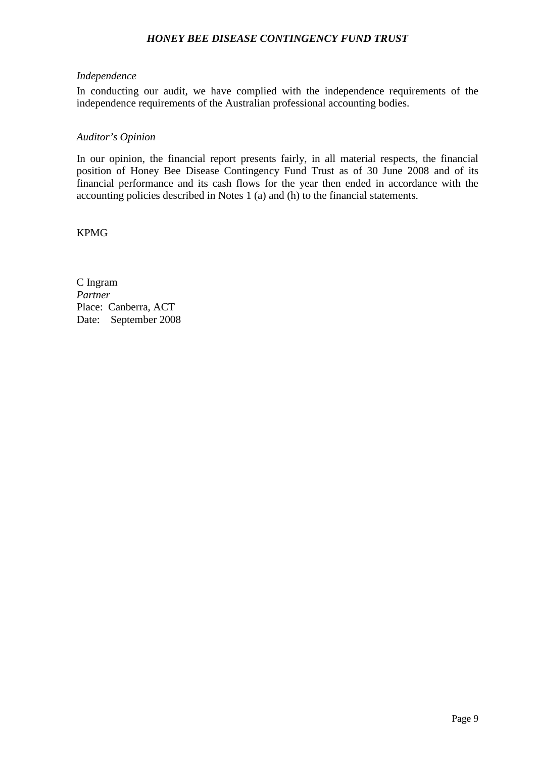*Independence*

In conducting our audit, we have complied with the independence requirements of the independence requirements of the Australian professional accounting bodies.

*Auditor's Opinion*

In our opinion, the financial report presents fairly, in all material respects, the financial position of Honey Bee Disease Contingency Fund Trust as of 30 June 2008 and of its financial performance and its cash flows for the year then ended in accordance with the accounting policies described in Notes 1 (a) and (h) to the financial statements.

KPMG

C Ingram  
*Partner*  
Place: Canberra, ACT  
Date: September 2008